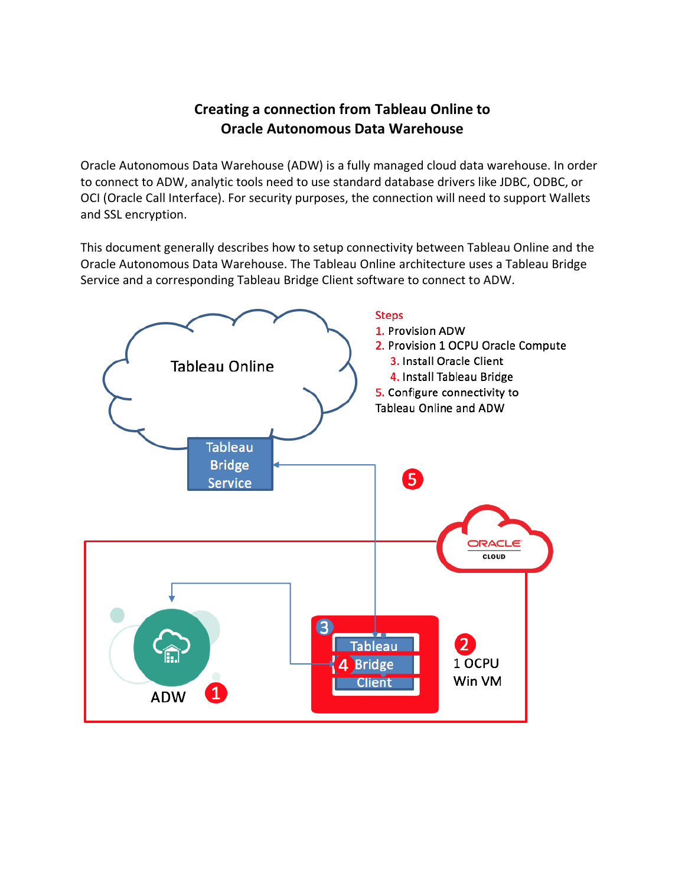# Creating a connection from Tableau Online to Oracle Autonomous Data Warehouse

Oracle Autonomous Data Warehouse (ADW) is a fully managed cloud data warehouse. In order to connect to ADW, analytic tools need to use standard database drivers like JDBC, ODBC, or OCI (Oracle Call Interface). For security purposes, the connection will need to support Wallets and SSL encryption.

This document generally describes how to setup connectivity between Tableau Online and the Oracle Autonomous Data Warehouse. The Tableau Online architecture uses a Tableau Bridge Service and a corresponding Tableau Bridge Client software to connect to ADW.

Steps

1. Provision ADW
2. Provision 1 OCPU Oracle Compute
    3. Install Oracle Client
    4. Install Tableau Bridge
5. Configure connectivity to Tableau Online and ADW

Tableau Online

Tableau Bridge Service

ORACLE CLOUD

ADW

Tableau Bridge Client

1 OCPU Win VM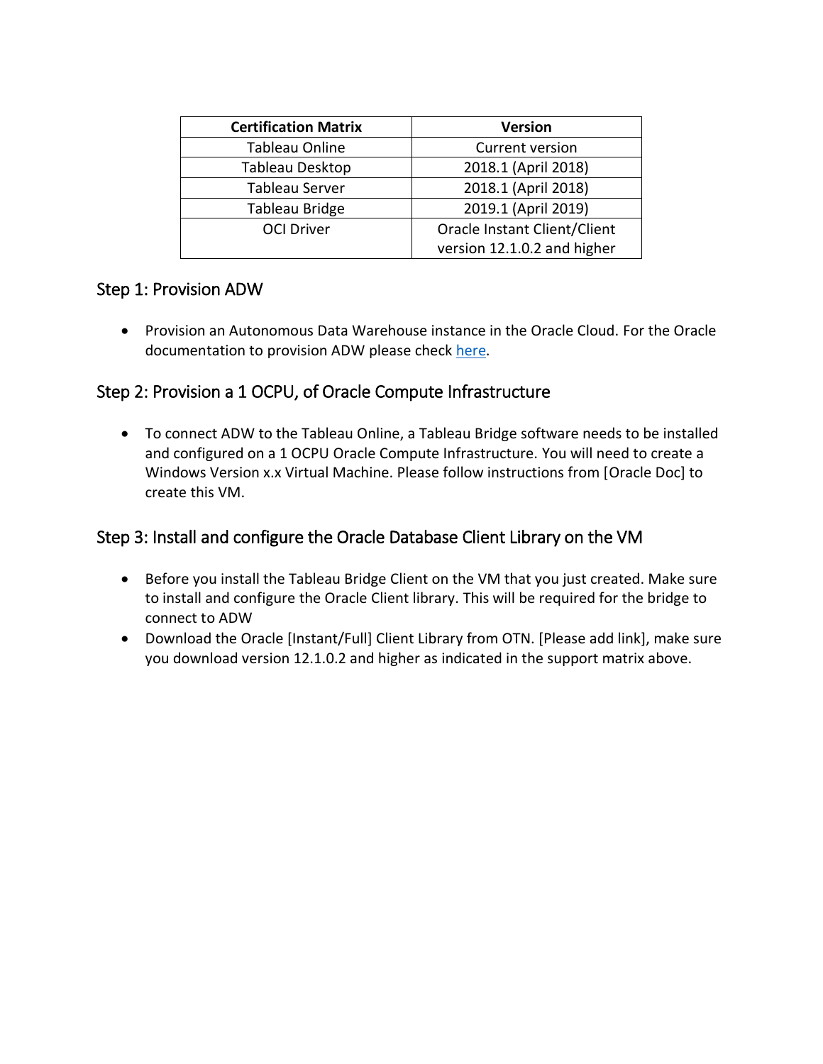| Certification Matrix | Version |
| --- | --- |
| Tableau Online | Current version |
| Tableau Desktop | 2018.1 (April 2018) |
| Tableau Server | 2018.1 (April 2018) |
| Tableau Bridge | 2019.1 (April 2019) |
| OCI Driver | Oracle Instant Client/Client version 12.1.0.2 and higher |

## Step 1: Provision ADW

- Provision an Autonomous Data Warehouse instance in the Oracle Cloud. For the Oracle documentation to provision ADW please check here.

## Step 2: Provision a 1 OCPU, of Oracle Compute Infrastructure

- To connect ADW to the Tableau Online, a Tableau Bridge software needs to be installed and configured on a 1 OCPU Oracle Compute Infrastructure. You will need to create a Windows Version x.x Virtual Machine. Please follow instructions from [Oracle Doc] to create this VM.

## Step 3: Install and configure the Oracle Database Client Library on the VM

- Before you install the Tableau Bridge Client on the VM that you just created. Make sure to install and configure the Oracle Client library. This will be required for the bridge to connect to ADW
- Download the Oracle [Instant/Full] Client Library from OTN. [Please add link], make sure you download version 12.1.0.2 and higher as indicated in the support matrix above.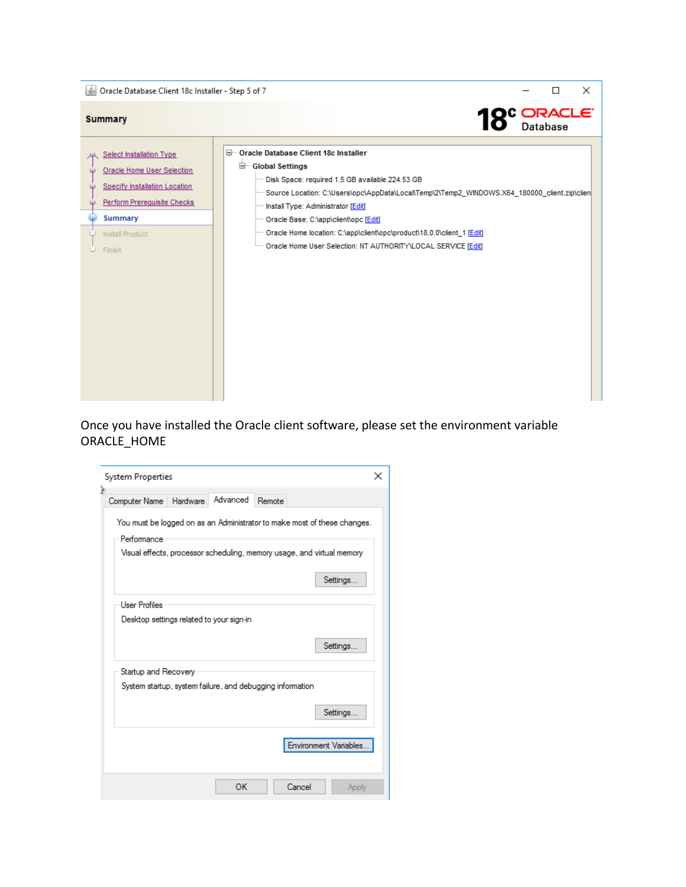Oracle Database Client 18c Installer - Step 5 of 7

Summary

- Select Installation Type
- Oracle Home User Selection
- Specify Installation Location
- Perform Prerequisite Checks
- Summary
- Install Product
- Finish

Oracle Database Client 18c Installer
- Global Settings
  - Disk Space: required 1.5 GB available 224.53 GB
  - Source Location: C:\Users\opc\AppData\Local\Temp\2\Temp2_WINDOWS.X64_180000_client.zip\clien
  - Install Type: Administrator [Edit]
  - Oracle Base: C:\app\client\opc [Edit]
  - Oracle Home location: C:\app\client\opc\product\18.0.0\client_1 [Edit]
  - Oracle Home User Selection: NT AUTHORITY\LOCAL SERVICE [Edit]

Once you have installed the Oracle client software, please set the environment variable ORACLE_HOME

System Properties

Computer Name | Hardware | Advanced | Remote

You must be logged on as an Administrator to make most of these changes.

Performance
Visual effects, processor scheduling, memory usage, and virtual memory
Settings...

User Profiles
Desktop settings related to your sign-in
Settings...

Startup and Recovery
System startup, system failure, and debugging information
Settings...

Environment Variables...

OK | Cancel | Apply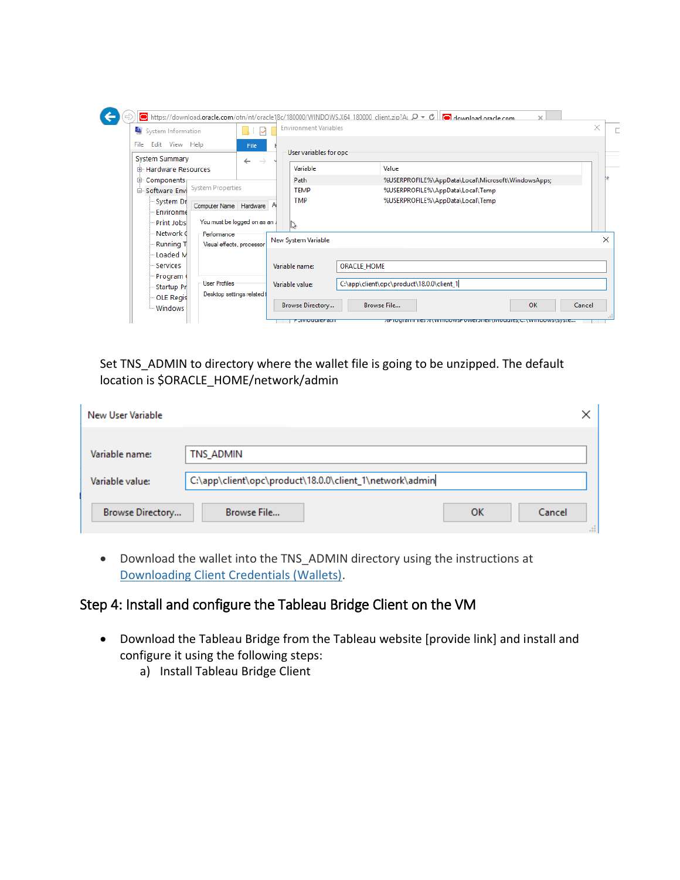Set TNS_ADMIN to directory where the wallet file is going to be unzipped. The default location is $ORACLE_HOME/network/admin

- Download the wallet into the TNS_ADMIN directory using the instructions at [Downloading Client Credentials (Wallets)](#).

## Step 4: Install and configure the Tableau Bridge Client on the VM

- Download the Tableau Bridge from the Tableau website [provide link] and install and configure it using the following steps:
    a) Install Tableau Bridge Client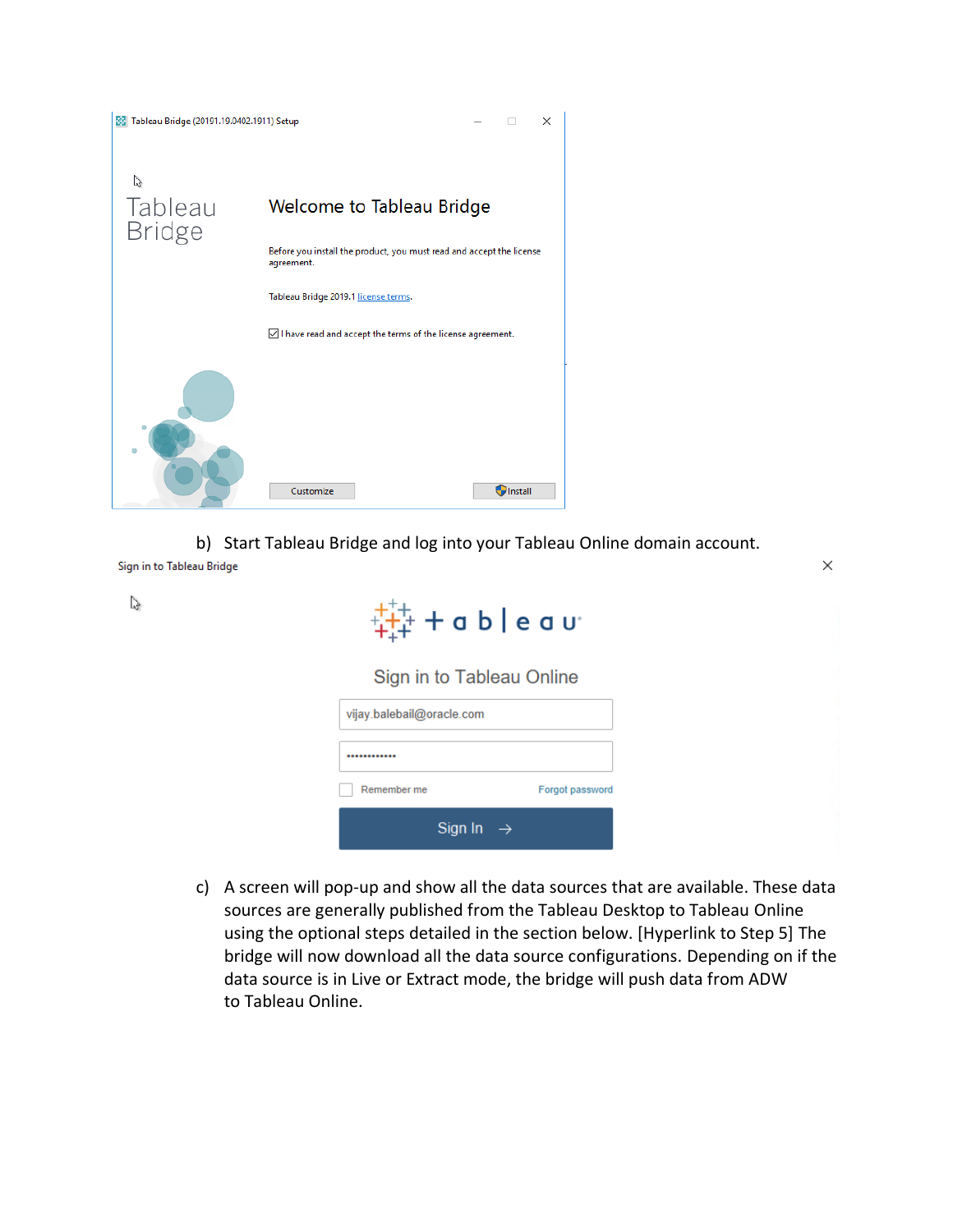b) Start Tableau Bridge and log into your Tableau Online domain account.

c) A screen will pop-up and show all the data sources that are available. These data sources are generally published from the Tableau Desktop to Tableau Online using the optional steps detailed in the section below. [Hyperlink to Step 5] The bridge will now download all the data source configurations. Depending on if the data source is in Live or Extract mode, the bridge will push data from ADW to Tableau Online.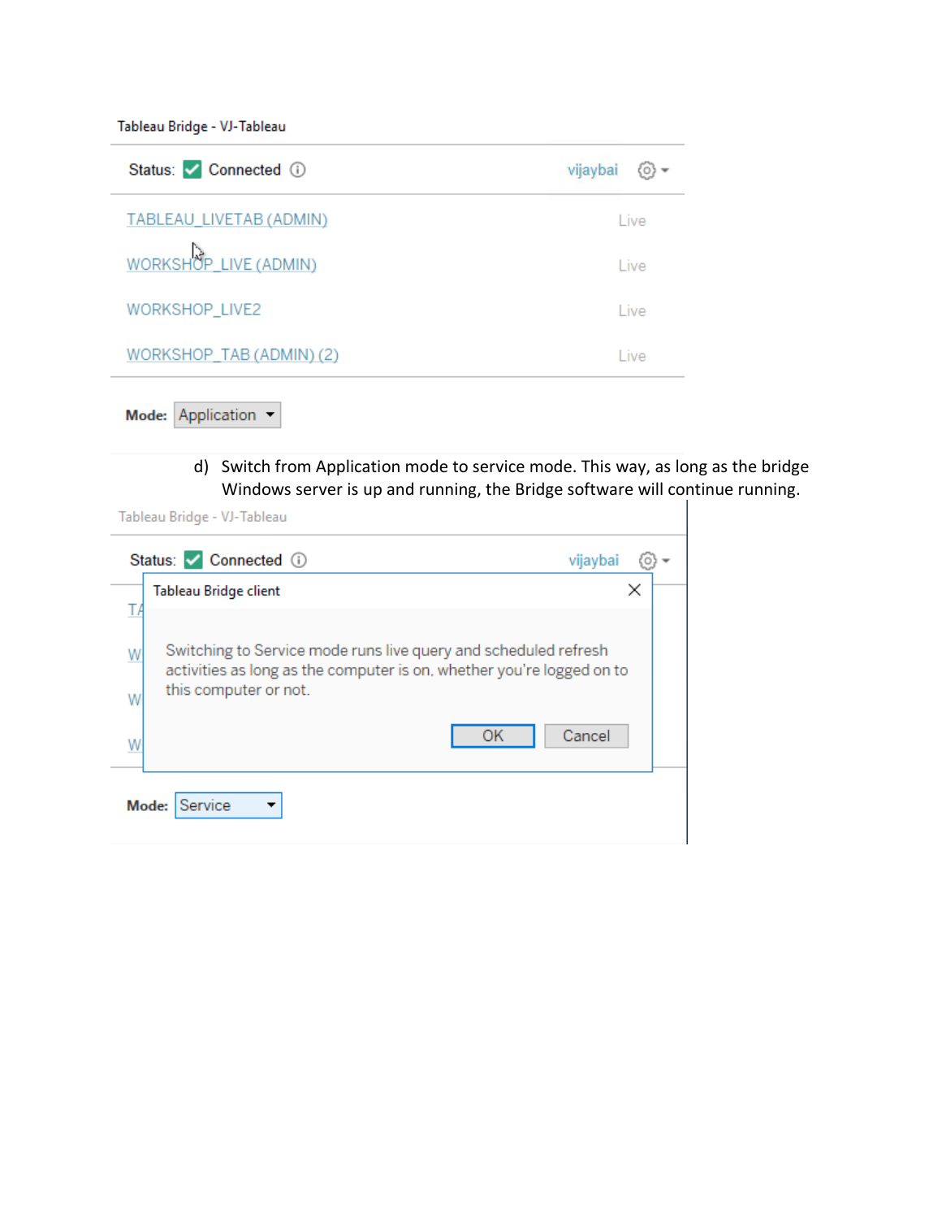Tableau Bridge - VJ-Tableau

Status: Connected vijaybai

| | |
|---|---|
| TABLEAU_LIVETAB (ADMIN) | Live |
| WORKSHOP_LIVE (ADMIN) | Live |
| WORKSHOP_LIVE2 | Live |
| WORKSHOP_TAB (ADMIN) (2) | Live |

**Mode:** Application

d) Switch from Application mode to service mode. This way, as long as the bridge Windows server is up and running, the Bridge software will continue running.

Tableau Bridge - VJ-Tableau

Status: Connected vijaybai

Tableau Bridge client

Switching to Service mode runs live query and scheduled refresh activities as long as the computer is on, whether you're logged on to this computer or not.

OK Cancel

**Mode:** Service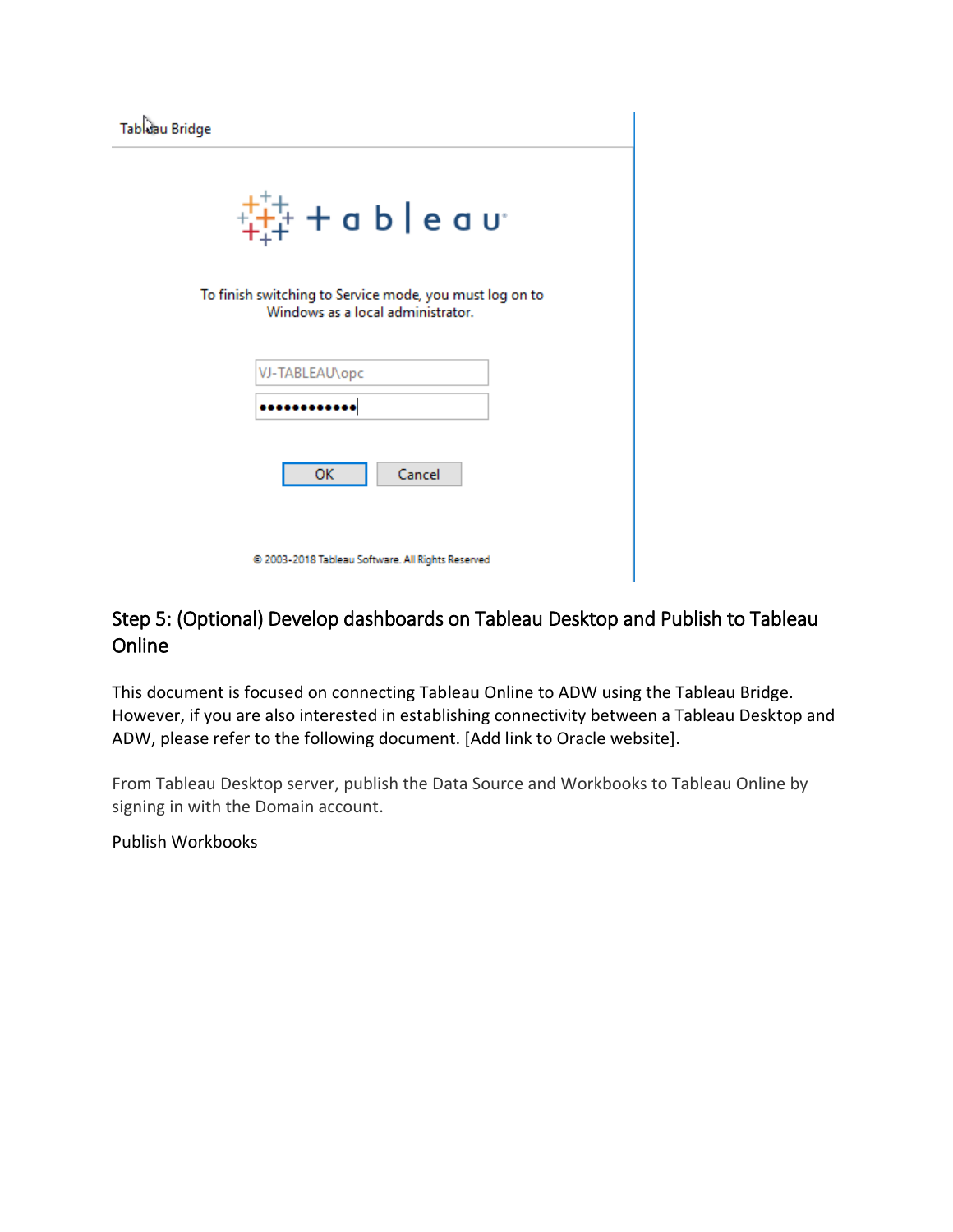Tableau Bridge

To finish switching to Service mode, you must log on to Windows as a local administrator.

VJ-TABLEAU\opc

OK Cancel

© 2003-2018 Tableau Software. All Rights Reserved

## Step 5: (Optional) Develop dashboards on Tableau Desktop and Publish to Tableau Online

This document is focused on connecting Tableau Online to ADW using the Tableau Bridge. However, if you are also interested in establishing connectivity between a Tableau Desktop and ADW, please refer to the following document. [Add link to Oracle website].

From Tableau Desktop server, publish the Data Source and Workbooks to Tableau Online by signing in with the Domain account.

Publish Workbooks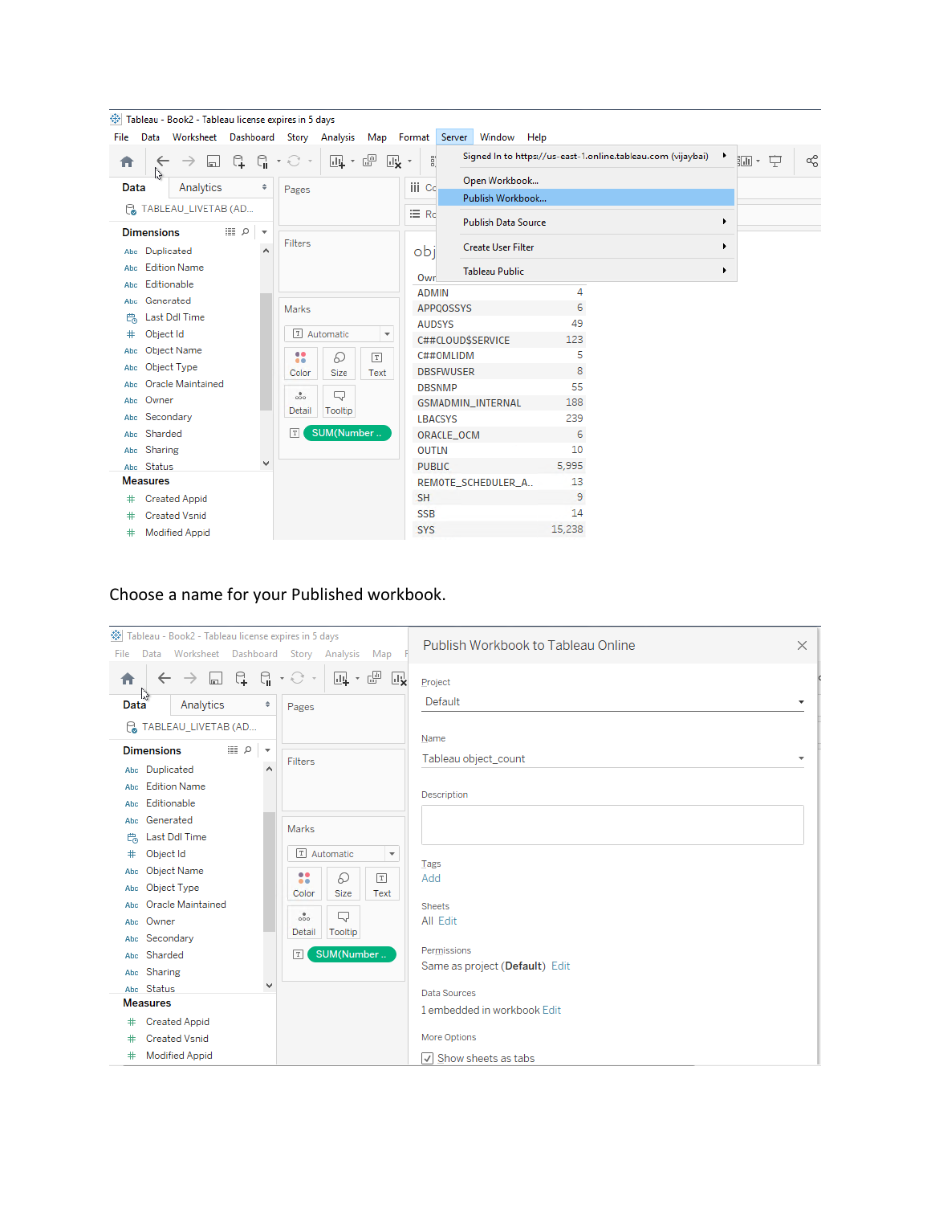Tableau - Book2 - Tableau license expires in 5 days

File Data Worksheet Dashboard Story Analysis Map Format Server Window Help

Signed In to https://us-east-1.online.tableau.com (vijaybai)

Open Workbook...

Publish Workbook...

Publish Data Source

Create User Filter

Tableau Public

Data | Analytics

TABLEAU_LIVETAB (AD...

Dimensions

- Duplicated
- Edition Name
- Editionable
- Generated
- Last Ddl Time
- Object Id
- Object Name
- Object Type
- Oracle Maintained
- Owner
- Secondary
- Sharded
- Sharing
- Status

Measures

- Created Appid
- Created Vsnid
- Modified Appid

Pages

Filters

Marks

Automatic

Color Size Text Detail Tooltip

SUM(Number ..

| Owner | |
|---|---|
| ADMIN | 4 |
| APPQOSSYS | 6 |
| AUDSYS | 49 |
| C##CLOUD$SERVICE | 123 |
| C##OMLIDM | 5 |
| DBSFWUSER | 8 |
| DBSNMP | 55 |
| GSMADMIN_INTERNAL | 188 |
| LBACSYS | 239 |
| ORACLE_OCM | 6 |
| OUTLN | 10 |
| PUBLIC | 5,995 |
| REMOTE_SCHEDULER_A.. | 13 |
| SH | 9 |
| SSB | 14 |
| SYS | 15,238 |

Choose a name for your Published workbook.

Publish Workbook to Tableau Online

Project

Default

Name

Tableau object_count

Description

Tags

Add

Sheets

All Edit

Permissions

Same as project (**Default**) Edit

Data Sources

1 embedded in workbook Edit

More Options

☑ Show sheets as tabs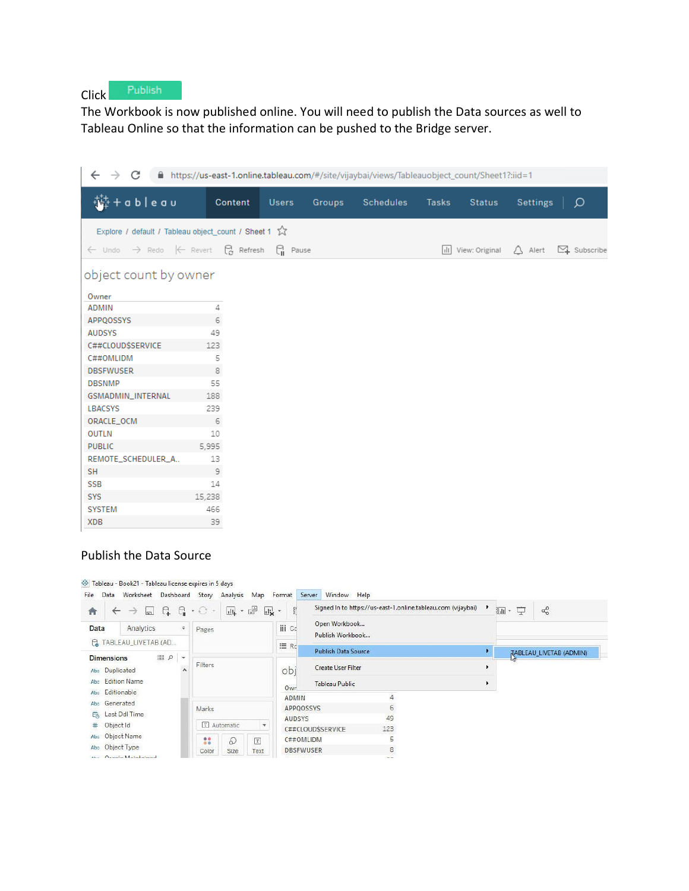Click Publish

The Workbook is now published online. You will need to publish the Data sources as well to Tableau Online so that the information can be pushed to the Bridge server.

Publish the Data Source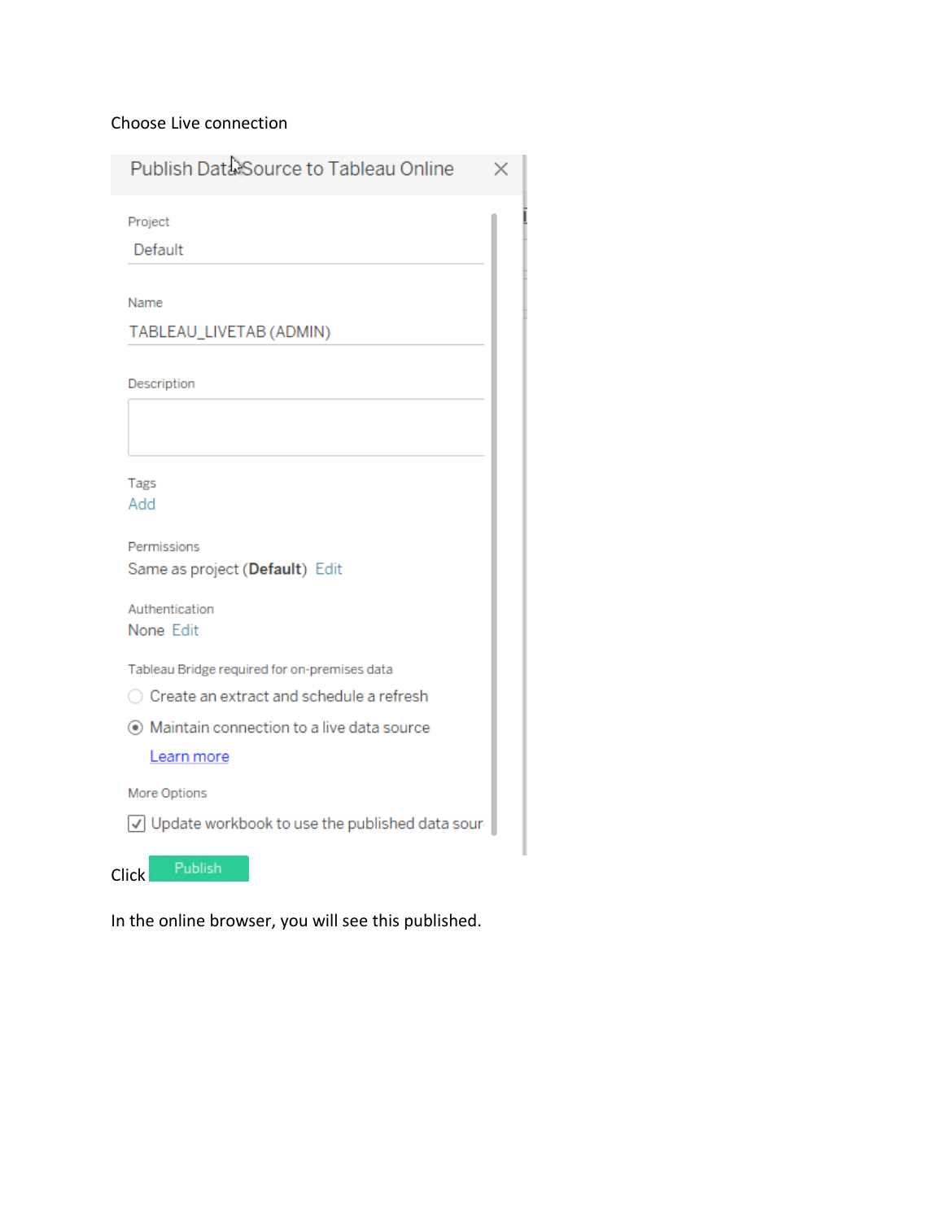Choose Live connection

Publish Data Source to Tableau Online

Project
Default

Name
TABLEAU_LIVETAB (ADMIN)

Description

Tags
Add

Permissions
Same as project (**Default**) Edit

Authentication
None Edit

Tableau Bridge required for on-premises data

- ○ Create an extract and schedule a refresh
- ◉ Maintain connection to a live data source

Learn more

More Options

- ☑ Update workbook to use the published data sour

Click Publish

In the online browser, you will see this published.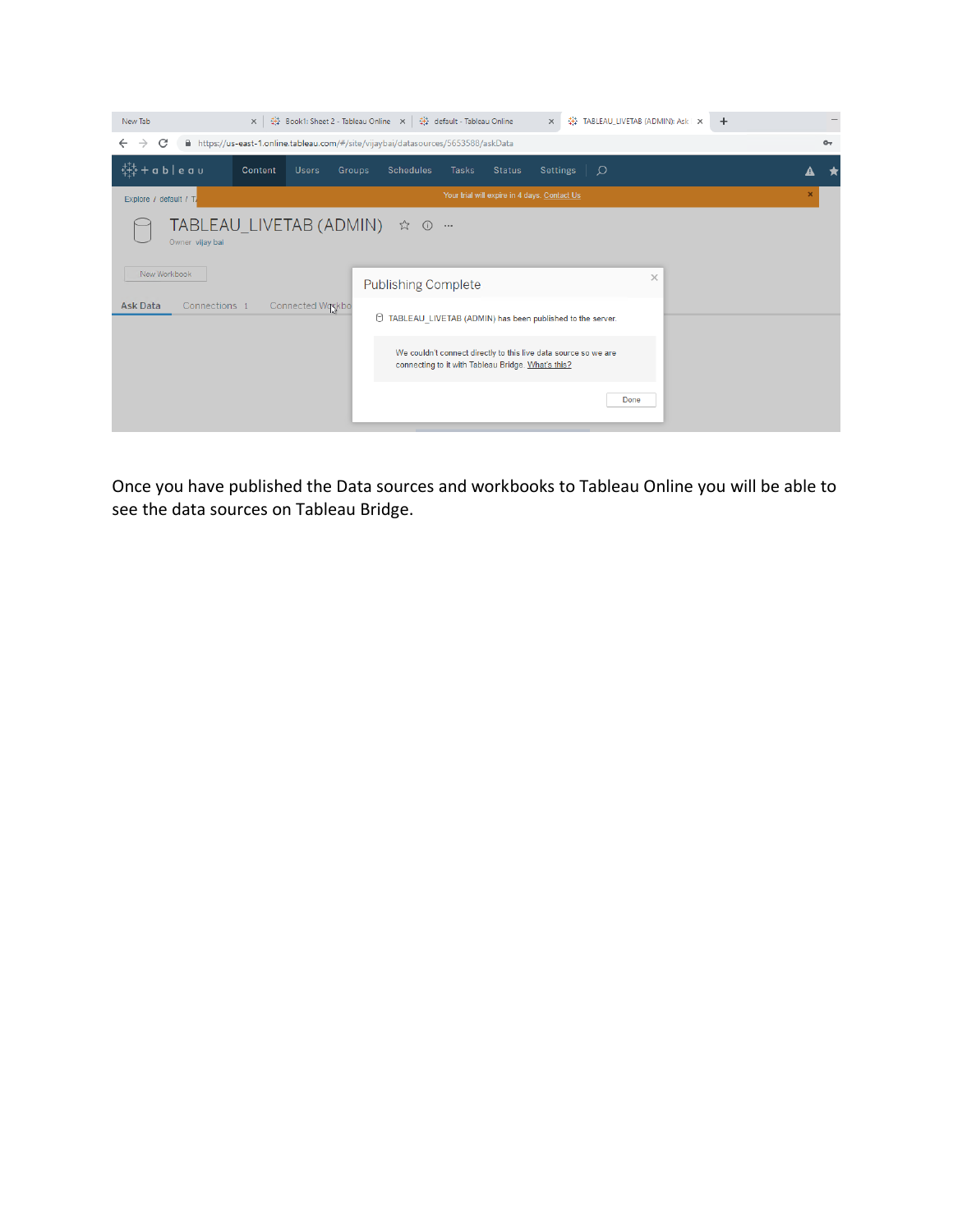Once you have published the Data sources and workbooks to Tableau Online you will be able to see the data sources on Tableau Bridge.